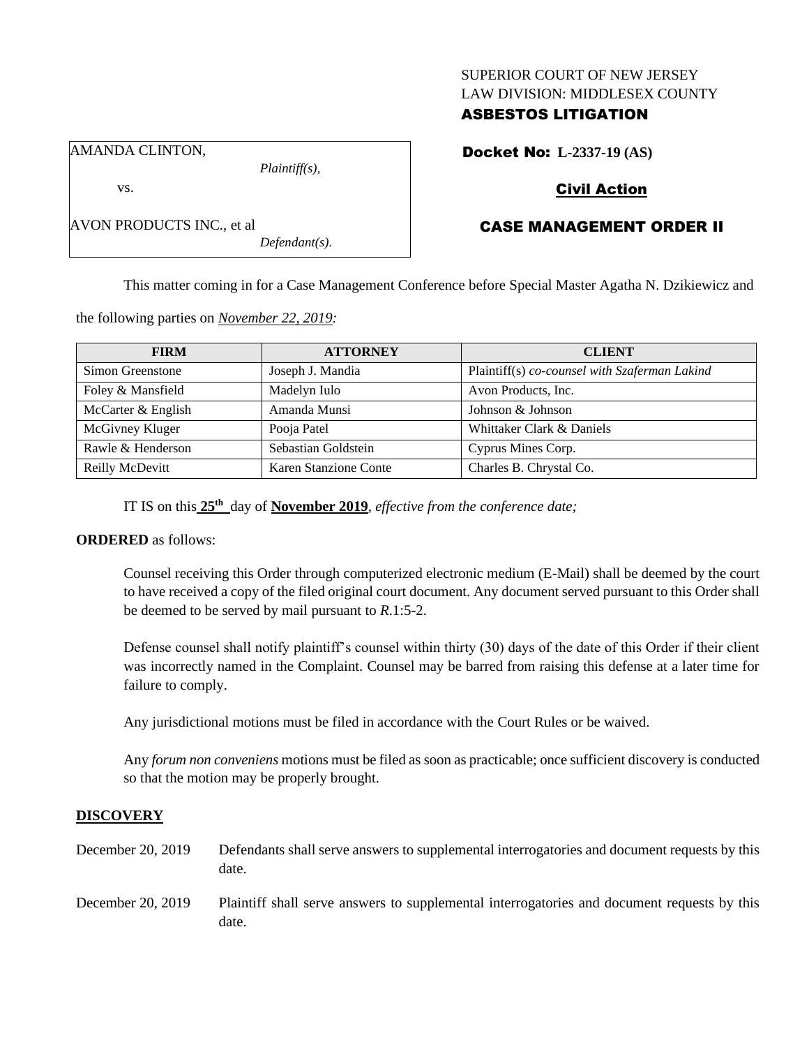SUPERIOR COURT OF NEW JERSEY
LAW DIVISION: MIDDLESEX COUNTY
**ASBESTOS LITIGATION**

AMANDA CLINTON,
*Plaintiff(s),*

vs.

AVON PRODUCTS INC., et al
*Defendant(s).*

**Docket No: L-2337-19 (AS)**

**Civil Action**

**CASE MANAGEMENT ORDER II**

This matter coming in for a Case Management Conference before Special Master Agatha N. Dzikiewicz and the following parties on *November 22, 2019:*

| FIRM | ATTORNEY | CLIENT |
|---|---|---|
| Simon Greenstone | Joseph J. Mandia | Plaintiff(s) *co-counsel with Szaferman Lakind* |
| Foley & Mansfield | Madelyn Iulo | Avon Products, Inc. |
| McCarter & English | Amanda Munsi | Johnson & Johnson |
| McGivney Kluger | Pooja Patel | Whittaker Clark & Daniels |
| Rawle & Henderson | Sebastian Goldstein | Cyprus Mines Corp. |
| Reilly McDevitt | Karen Stanzione Conte | Charles B. Chrystal Co. |

IT IS on this **25th** day of **November 2019**, *effective from the conference date;*

**ORDERED** as follows:

Counsel receiving this Order through computerized electronic medium (E-Mail) shall be deemed by the court to have received a copy of the filed original court document. Any document served pursuant to this Order shall be deemed to be served by mail pursuant to *R.*1:5-2.

Defense counsel shall notify plaintiff's counsel within thirty (30) days of the date of this Order if their client was incorrectly named in the Complaint. Counsel may be barred from raising this defense at a later time for failure to comply.

Any jurisdictional motions must be filed in accordance with the Court Rules or be waived.

Any *forum non conveniens* motions must be filed as soon as practicable; once sufficient discovery is conducted so that the motion may be properly brought.

## DISCOVERY

December 20, 2019 — Defendants shall serve answers to supplemental interrogatories and document requests by this date.

December 20, 2019 — Plaintiff shall serve answers to supplemental interrogatories and document requests by this date.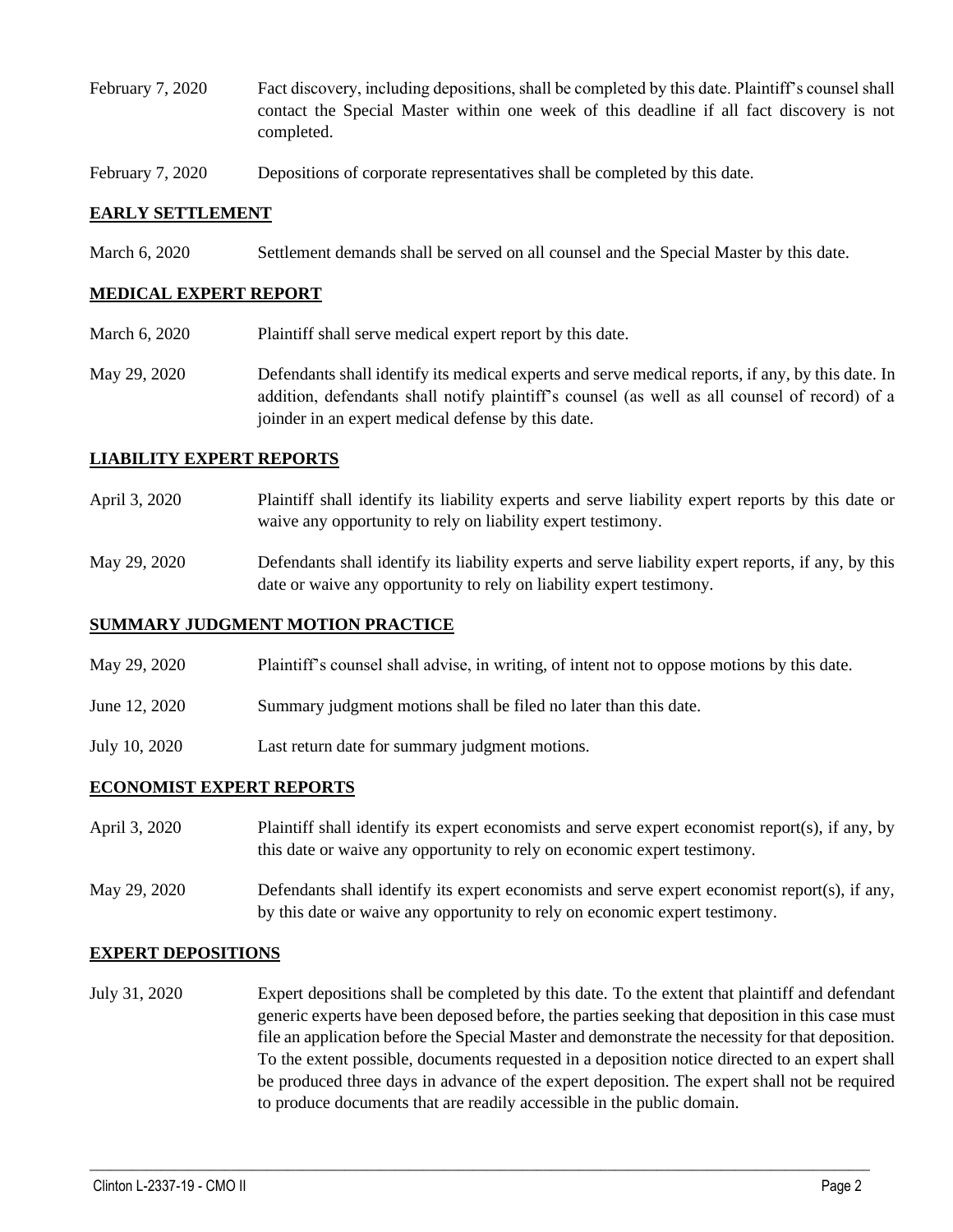February 7, 2020 Fact discovery, including depositions, shall be completed by this date. Plaintiff's counsel shall contact the Special Master within one week of this deadline if all fact discovery is not completed.

February 7, 2020 Depositions of corporate representatives shall be completed by this date.

**EARLY SETTLEMENT**

March 6, 2020 Settlement demands shall be served on all counsel and the Special Master by this date.

**MEDICAL EXPERT REPORT**

March 6, 2020 Plaintiff shall serve medical expert report by this date.

May 29, 2020 Defendants shall identify its medical experts and serve medical reports, if any, by this date. In addition, defendants shall notify plaintiff's counsel (as well as all counsel of record) of a joinder in an expert medical defense by this date.

**LIABILITY EXPERT REPORTS**

April 3, 2020 Plaintiff shall identify its liability experts and serve liability expert reports by this date or waive any opportunity to rely on liability expert testimony.

May 29, 2020 Defendants shall identify its liability experts and serve liability expert reports, if any, by this date or waive any opportunity to rely on liability expert testimony.

**SUMMARY JUDGMENT MOTION PRACTICE**

May 29, 2020 Plaintiff's counsel shall advise, in writing, of intent not to oppose motions by this date.

June 12, 2020 Summary judgment motions shall be filed no later than this date.

July 10, 2020 Last return date for summary judgment motions.

**ECONOMIST EXPERT REPORTS**

April 3, 2020 Plaintiff shall identify its expert economists and serve expert economist report(s), if any, by this date or waive any opportunity to rely on economic expert testimony.

May 29, 2020 Defendants shall identify its expert economists and serve expert economist report(s), if any, by this date or waive any opportunity to rely on economic expert testimony.

**EXPERT DEPOSITIONS**

July 31, 2020 Expert depositions shall be completed by this date. To the extent that plaintiff and defendant generic experts have been deposed before, the parties seeking that deposition in this case must file an application before the Special Master and demonstrate the necessity for that deposition. To the extent possible, documents requested in a deposition notice directed to an expert shall be produced three days in advance of the expert deposition. The expert shall not be required to produce documents that are readily accessible in the public domain.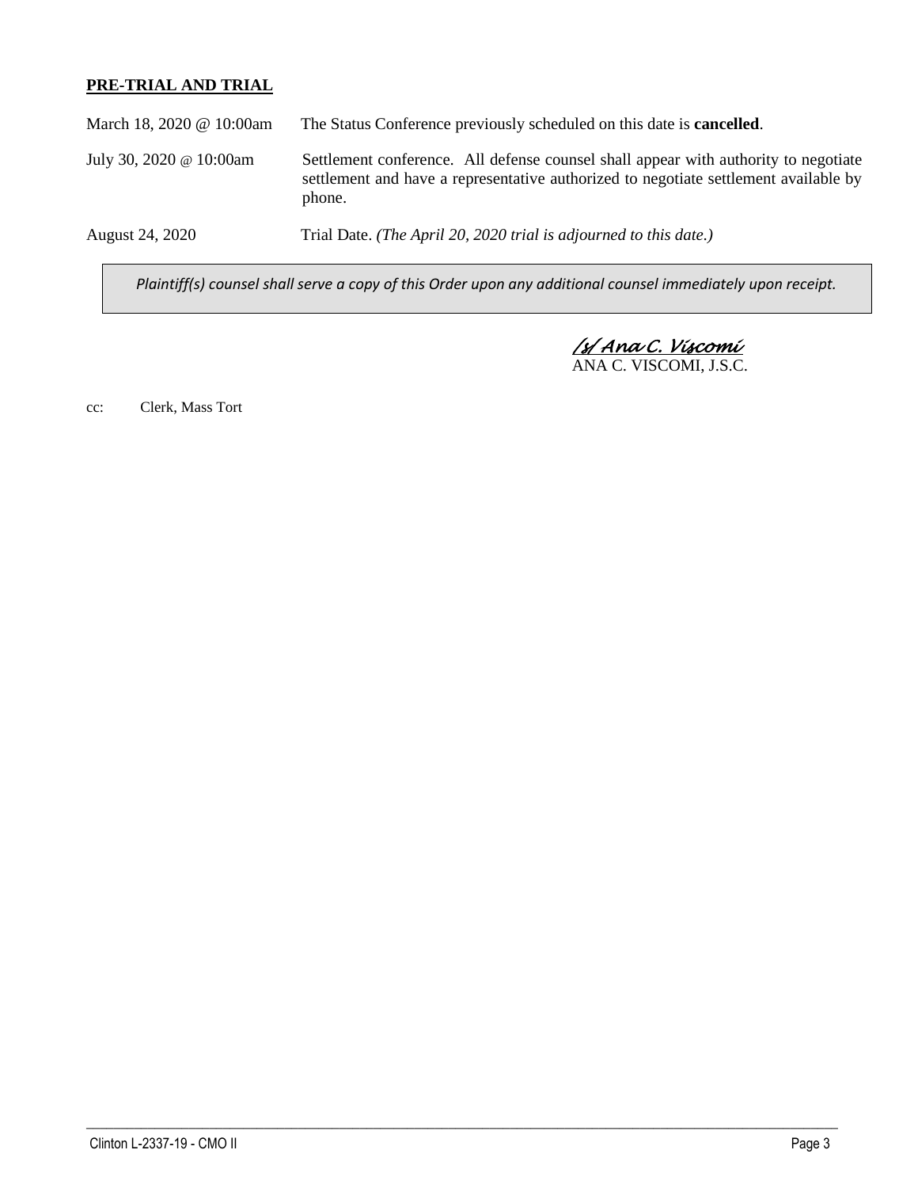**PRE-TRIAL AND TRIAL**

| | |
|---|---|
| March 18, 2020 @ 10:00am | The Status Conference previously scheduled on this date is **cancelled**. |
| July 30, 2020 @ 10:00am | Settlement conference. All defense counsel shall appear with authority to negotiate settlement and have a representative authorized to negotiate settlement available by phone. |
| August 24, 2020 | Trial Date. *(The April 20, 2020 trial is adjourned to this date.)* |

*Plaintiff(s) counsel shall serve a copy of this Order upon any additional counsel immediately upon receipt.*

*/s/ Ana C. Viscomi*
ANA C. VISCOMI, J.S.C.

cc: Clerk, Mass Tort